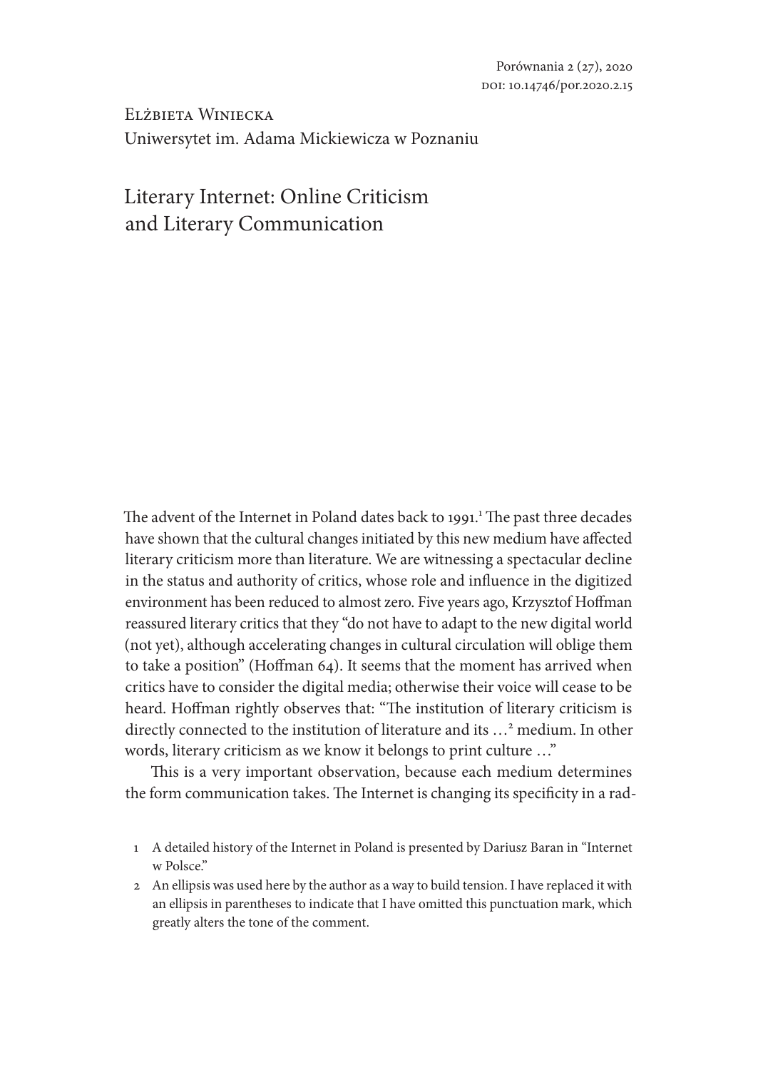Elżbieta Winiecka
Uniwersytet im. Adama Mickiewicza w Poznaniu

# Literary Internet: Online Criticism and Literary Communication

The advent of the Internet in Poland dates back to 1991.[1] The past three decades have shown that the cultural changes initiated by this new medium have affected literary criticism more than literature. We are witnessing a spectacular decline in the status and authority of critics, whose role and influence in the digitized environment has been reduced to almost zero. Five years ago, Krzysztof Hoffman reassured literary critics that they "do not have to adapt to the new digital world (not yet), although accelerating changes in cultural circulation will oblige them to take a position" (Hoffman 64). It seems that the moment has arrived when critics have to consider the digital media; otherwise their voice will cease to be heard. Hoffman rightly observes that: "The institution of literary criticism is directly connected to the institution of literature and its …[2] medium. In other words, literary criticism as we know it belongs to print culture …"

This is a very important observation, because each medium determines the form communication takes. The Internet is changing its specificity in a rad-

1 A detailed history of the Internet in Poland is presented by Dariusz Baran in "Internet w Polsce."

2 An ellipsis was used here by the author as a way to build tension. I have replaced it with an ellipsis in parentheses to indicate that I have omitted this punctuation mark, which greatly alters the tone of the comment.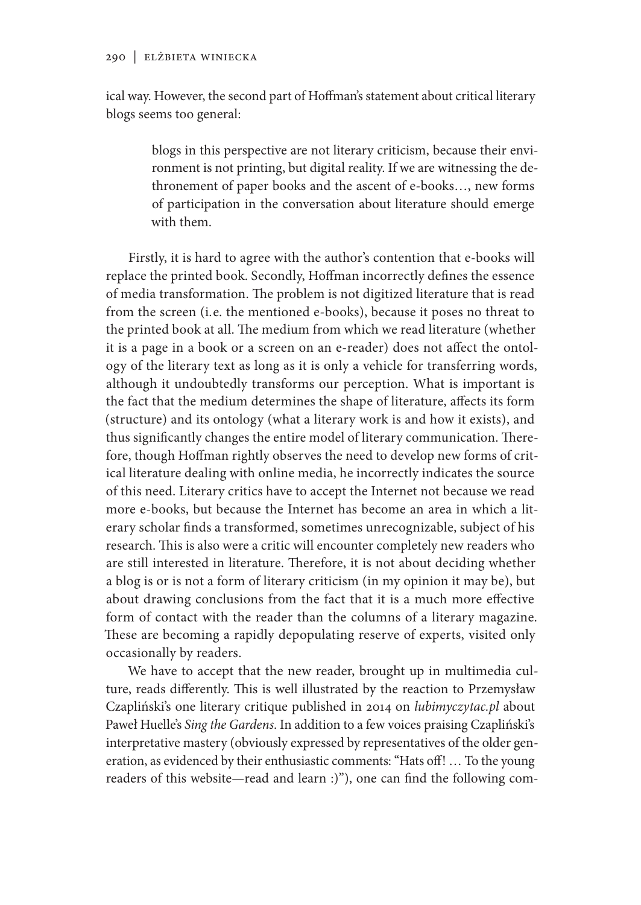ical way. However, the second part of Hoffman's statement about critical literary blogs seems too general:

> blogs in this perspective are not literary criticism, because their environment is not printing, but digital reality. If we are witnessing the dethronement of paper books and the ascent of e-books…, new forms of participation in the conversation about literature should emerge with them.

Firstly, it is hard to agree with the author's contention that e-books will replace the printed book. Secondly, Hoffman incorrectly defines the essence of media transformation. The problem is not digitized literature that is read from the screen (i.e. the mentioned e-books), because it poses no threat to the printed book at all. The medium from which we read literature (whether it is a page in a book or a screen on an e-reader) does not affect the ontology of the literary text as long as it is only a vehicle for transferring words, although it undoubtedly transforms our perception. What is important is the fact that the medium determines the shape of literature, affects its form (structure) and its ontology (what a literary work is and how it exists), and thus significantly changes the entire model of literary communication. Therefore, though Hoffman rightly observes the need to develop new forms of critical literature dealing with online media, he incorrectly indicates the source of this need. Literary critics have to accept the Internet not because we read more e-books, but because the Internet has become an area in which a literary scholar finds a transformed, sometimes unrecognizable, subject of his research. This is also were a critic will encounter completely new readers who are still interested in literature. Therefore, it is not about deciding whether a blog is or is not a form of literary criticism (in my opinion it may be), but about drawing conclusions from the fact that it is a much more effective form of contact with the reader than the columns of a literary magazine. These are becoming a rapidly depopulating reserve of experts, visited only occasionally by readers.

We have to accept that the new reader, brought up in multimedia culture, reads differently. This is well illustrated by the reaction to Przemysław Czapliński's one literary critique published in 2014 on *lubimyczytac.pl* about Paweł Huelle's *Sing the Gardens*. In addition to a few voices praising Czapliński's interpretative mastery (obviously expressed by representatives of the older generation, as evidenced by their enthusiastic comments: "Hats off! … To the young readers of this website—read and learn :)"), one can find the following com-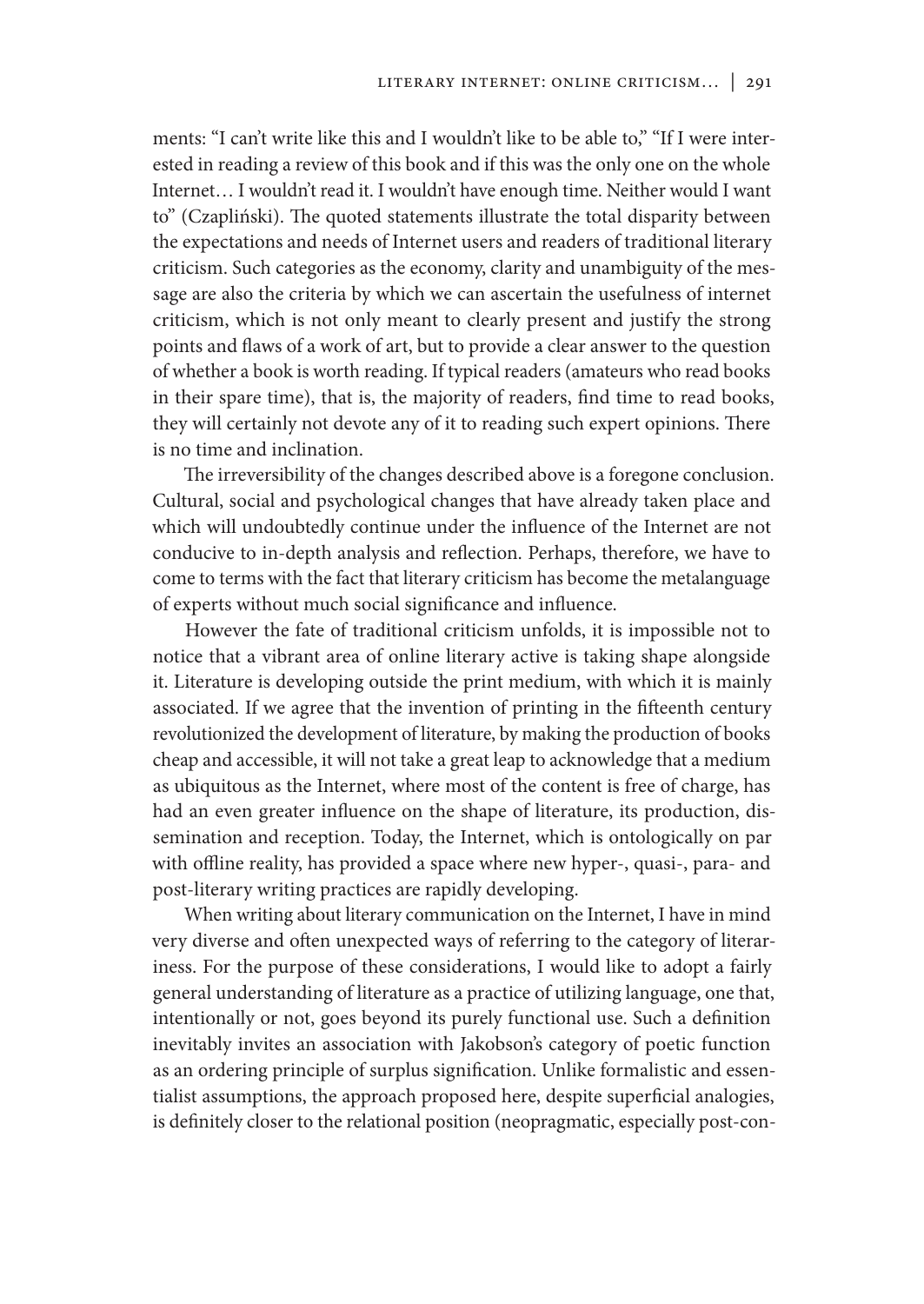ments: "I can't write like this and I wouldn't like to be able to," "If I were interested in reading a review of this book and if this was the only one on the whole Internet… I wouldn't read it. I wouldn't have enough time. Neither would I want to" (Czapliński). The quoted statements illustrate the total disparity between the expectations and needs of Internet users and readers of traditional literary criticism. Such categories as the economy, clarity and unambiguity of the message are also the criteria by which we can ascertain the usefulness of internet criticism, which is not only meant to clearly present and justify the strong points and flaws of a work of art, but to provide a clear answer to the question of whether a book is worth reading. If typical readers (amateurs who read books in their spare time), that is, the majority of readers, find time to read books, they will certainly not devote any of it to reading such expert opinions. There is no time and inclination.

The irreversibility of the changes described above is a foregone conclusion. Cultural, social and psychological changes that have already taken place and which will undoubtedly continue under the influence of the Internet are not conducive to in-depth analysis and reflection. Perhaps, therefore, we have to come to terms with the fact that literary criticism has become the metalanguage of experts without much social significance and influence.

However the fate of traditional criticism unfolds, it is impossible not to notice that a vibrant area of online literary active is taking shape alongside it. Literature is developing outside the print medium, with which it is mainly associated. If we agree that the invention of printing in the fifteenth century revolutionized the development of literature, by making the production of books cheap and accessible, it will not take a great leap to acknowledge that a medium as ubiquitous as the Internet, where most of the content is free of charge, has had an even greater influence on the shape of literature, its production, dissemination and reception. Today, the Internet, which is ontologically on par with offline reality, has provided a space where new hyper-, quasi-, para- and post-literary writing practices are rapidly developing.

When writing about literary communication on the Internet, I have in mind very diverse and often unexpected ways of referring to the category of literariness. For the purpose of these considerations, I would like to adopt a fairly general understanding of literature as a practice of utilizing language, one that, intentionally or not, goes beyond its purely functional use. Such a definition inevitably invites an association with Jakobson's category of poetic function as an ordering principle of surplus signification. Unlike formalistic and essentialist assumptions, the approach proposed here, despite superficial analogies, is definitely closer to the relational position (neopragmatic, especially post-con-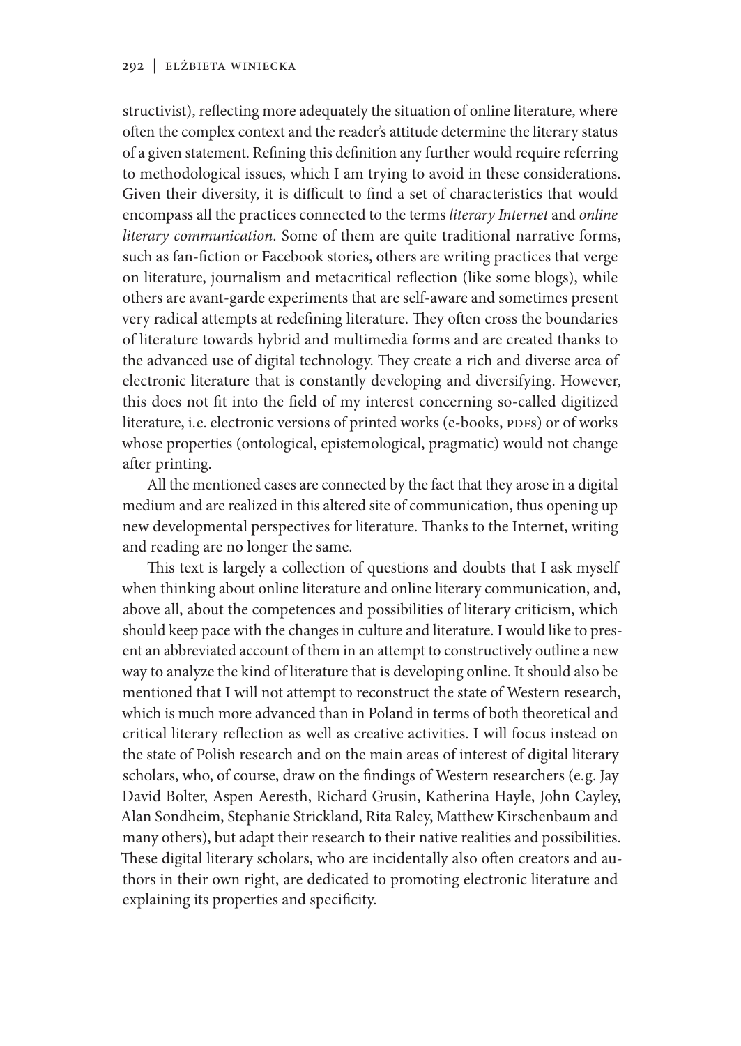structivist), reflecting more adequately the situation of online literature, where often the complex context and the reader's attitude determine the literary status of a given statement. Refining this definition any further would require referring to methodological issues, which I am trying to avoid in these considerations. Given their diversity, it is difficult to find a set of characteristics that would encompass all the practices connected to the terms *literary Internet* and *online literary communication*. Some of them are quite traditional narrative forms, such as fan-fiction or Facebook stories, others are writing practices that verge on literature, journalism and metacritical reflection (like some blogs), while others are avant-garde experiments that are self-aware and sometimes present very radical attempts at redefining literature. They often cross the boundaries of literature towards hybrid and multimedia forms and are created thanks to the advanced use of digital technology. They create a rich and diverse area of electronic literature that is constantly developing and diversifying. However, this does not fit into the field of my interest concerning so-called digitized literature, i.e. electronic versions of printed works (e-books, PDFs) or of works whose properties (ontological, epistemological, pragmatic) would not change after printing.

All the mentioned cases are connected by the fact that they arose in a digital medium and are realized in this altered site of communication, thus opening up new developmental perspectives for literature. Thanks to the Internet, writing and reading are no longer the same.

This text is largely a collection of questions and doubts that I ask myself when thinking about online literature and online literary communication, and, above all, about the competences and possibilities of literary criticism, which should keep pace with the changes in culture and literature. I would like to present an abbreviated account of them in an attempt to constructively outline a new way to analyze the kind of literature that is developing online. It should also be mentioned that I will not attempt to reconstruct the state of Western research, which is much more advanced than in Poland in terms of both theoretical and critical literary reflection as well as creative activities. I will focus instead on the state of Polish research and on the main areas of interest of digital literary scholars, who, of course, draw on the findings of Western researchers (e.g. Jay David Bolter, Aspen Aeresth, Richard Grusin, Katherina Hayle, John Cayley, Alan Sondheim, Stephanie Strickland, Rita Raley, Matthew Kirschenbaum and many others), but adapt their research to their native realities and possibilities. These digital literary scholars, who are incidentally also often creators and authors in their own right, are dedicated to promoting electronic literature and explaining its properties and specificity.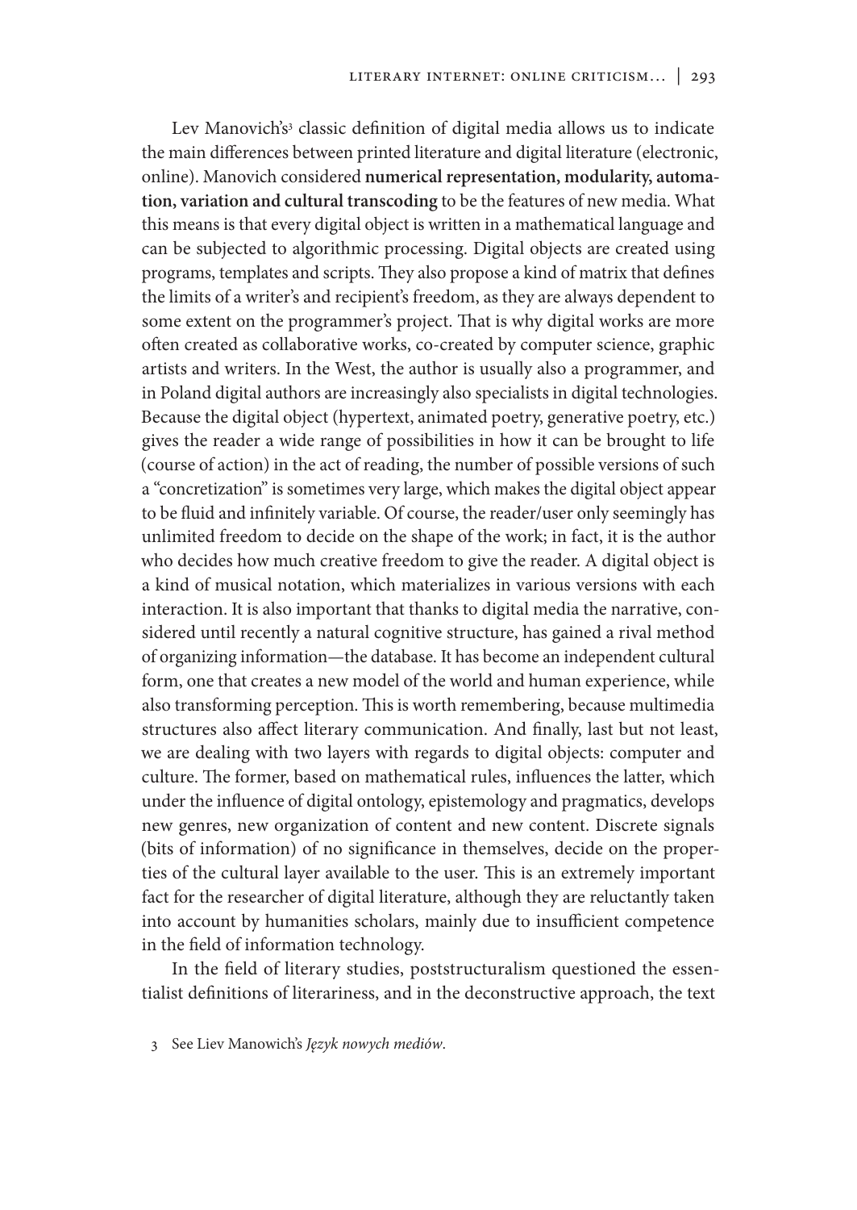Lev Manovich's[3] classic definition of digital media allows us to indicate the main differences between printed literature and digital literature (electronic, online). Manovich considered **numerical representation, modularity, automation, variation and cultural transcoding** to be the features of new media. What this means is that every digital object is written in a mathematical language and can be subjected to algorithmic processing. Digital objects are created using programs, templates and scripts. They also propose a kind of matrix that defines the limits of a writer's and recipient's freedom, as they are always dependent to some extent on the programmer's project. That is why digital works are more often created as collaborative works, co-created by computer science, graphic artists and writers. In the West, the author is usually also a programmer, and in Poland digital authors are increasingly also specialists in digital technologies. Because the digital object (hypertext, animated poetry, generative poetry, etc.) gives the reader a wide range of possibilities in how it can be brought to life (course of action) in the act of reading, the number of possible versions of such a "concretization" is sometimes very large, which makes the digital object appear to be fluid and infinitely variable. Of course, the reader/user only seemingly has unlimited freedom to decide on the shape of the work; in fact, it is the author who decides how much creative freedom to give the reader. A digital object is a kind of musical notation, which materializes in various versions with each interaction. It is also important that thanks to digital media the narrative, considered until recently a natural cognitive structure, has gained a rival method of organizing information—the database. It has become an independent cultural form, one that creates a new model of the world and human experience, while also transforming perception. This is worth remembering, because multimedia structures also affect literary communication. And finally, last but not least, we are dealing with two layers with regards to digital objects: computer and culture. The former, based on mathematical rules, influences the latter, which under the influence of digital ontology, epistemology and pragmatics, develops new genres, new organization of content and new content. Discrete signals (bits of information) of no significance in themselves, decide on the properties of the cultural layer available to the user. This is an extremely important fact for the researcher of digital literature, although they are reluctantly taken into account by humanities scholars, mainly due to insufficient competence in the field of information technology.

In the field of literary studies, poststructuralism questioned the essentialist definitions of literariness, and in the deconstructive approach, the text

3 See Liev Manowich's *Język nowych mediów*.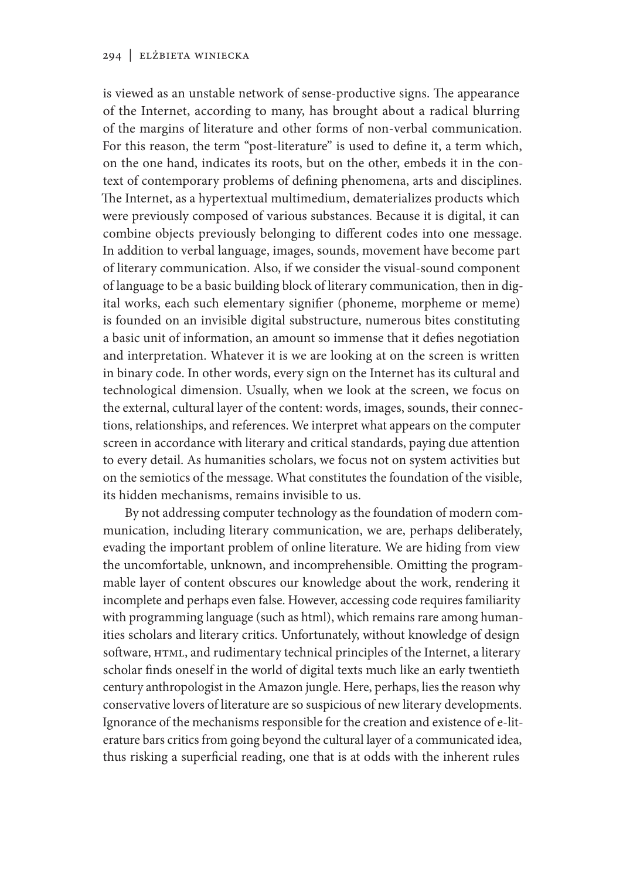is viewed as an unstable network of sense-productive signs. The appearance of the Internet, according to many, has brought about a radical blurring of the margins of literature and other forms of non-verbal communication. For this reason, the term "post-literature" is used to define it, a term which, on the one hand, indicates its roots, but on the other, embeds it in the context of contemporary problems of defining phenomena, arts and disciplines. The Internet, as a hypertextual multimedium, dematerializes products which were previously composed of various substances. Because it is digital, it can combine objects previously belonging to different codes into one message. In addition to verbal language, images, sounds, movement have become part of literary communication. Also, if we consider the visual-sound component of language to be a basic building block of literary communication, then in digital works, each such elementary signifier (phoneme, morpheme or meme) is founded on an invisible digital substructure, numerous bites constituting a basic unit of information, an amount so immense that it defies negotiation and interpretation. Whatever it is we are looking at on the screen is written in binary code. In other words, every sign on the Internet has its cultural and technological dimension. Usually, when we look at the screen, we focus on the external, cultural layer of the content: words, images, sounds, their connections, relationships, and references. We interpret what appears on the computer screen in accordance with literary and critical standards, paying due attention to every detail. As humanities scholars, we focus not on system activities but on the semiotics of the message. What constitutes the foundation of the visible, its hidden mechanisms, remains invisible to us.

By not addressing computer technology as the foundation of modern communication, including literary communication, we are, perhaps deliberately, evading the important problem of online literature. We are hiding from view the uncomfortable, unknown, and incomprehensible. Omitting the programmable layer of content obscures our knowledge about the work, rendering it incomplete and perhaps even false. However, accessing code requires familiarity with programming language (such as html), which remains rare among humanities scholars and literary critics. Unfortunately, without knowledge of design software, HTML, and rudimentary technical principles of the Internet, a literary scholar finds oneself in the world of digital texts much like an early twentieth century anthropologist in the Amazon jungle. Here, perhaps, lies the reason why conservative lovers of literature are so suspicious of new literary developments. Ignorance of the mechanisms responsible for the creation and existence of e-literature bars critics from going beyond the cultural layer of a communicated idea, thus risking a superficial reading, one that is at odds with the inherent rules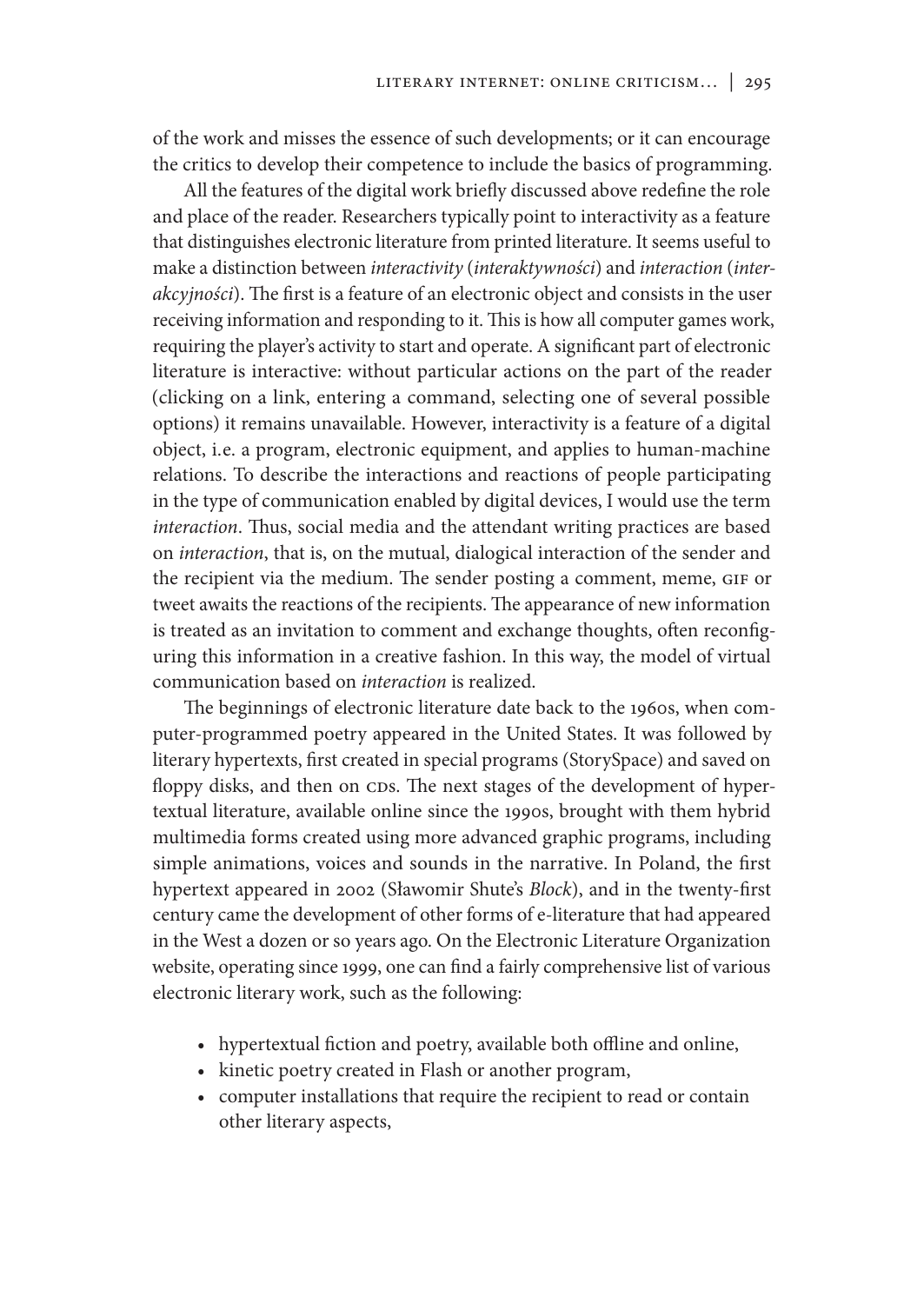of the work and misses the essence of such developments; or it can encourage the critics to develop their competence to include the basics of programming.

All the features of the digital work briefly discussed above redefine the role and place of the reader. Researchers typically point to interactivity as a feature that distinguishes electronic literature from printed literature. It seems useful to make a distinction between *interactivity* (*interaktywności*) and *interaction* (*interakcyjności*). The first is a feature of an electronic object and consists in the user receiving information and responding to it. This is how all computer games work, requiring the player's activity to start and operate. A significant part of electronic literature is interactive: without particular actions on the part of the reader (clicking on a link, entering a command, selecting one of several possible options) it remains unavailable. However, interactivity is a feature of a digital object, i.e. a program, electronic equipment, and applies to human-machine relations. To describe the interactions and reactions of people participating in the type of communication enabled by digital devices, I would use the term *interaction*. Thus, social media and the attendant writing practices are based on *interaction*, that is, on the mutual, dialogical interaction of the sender and the recipient via the medium. The sender posting a comment, meme, GIF or tweet awaits the reactions of the recipients. The appearance of new information is treated as an invitation to comment and exchange thoughts, often reconfiguring this information in a creative fashion. In this way, the model of virtual communication based on *interaction* is realized.

The beginnings of electronic literature date back to the 1960s, when computer-programmed poetry appeared in the United States. It was followed by literary hypertexts, first created in special programs (StorySpace) and saved on floppy disks, and then on CDs. The next stages of the development of hypertextual literature, available online since the 1990s, brought with them hybrid multimedia forms created using more advanced graphic programs, including simple animations, voices and sounds in the narrative. In Poland, the first hypertext appeared in 2002 (Sławomir Shute's *Block*), and in the twenty-first century came the development of other forms of e-literature that had appeared in the West a dozen or so years ago. On the Electronic Literature Organization website, operating since 1999, one can find a fairly comprehensive list of various electronic literary work, such as the following:

- hypertextual fiction and poetry, available both offline and online,
- kinetic poetry created in Flash or another program,
- computer installations that require the recipient to read or contain other literary aspects,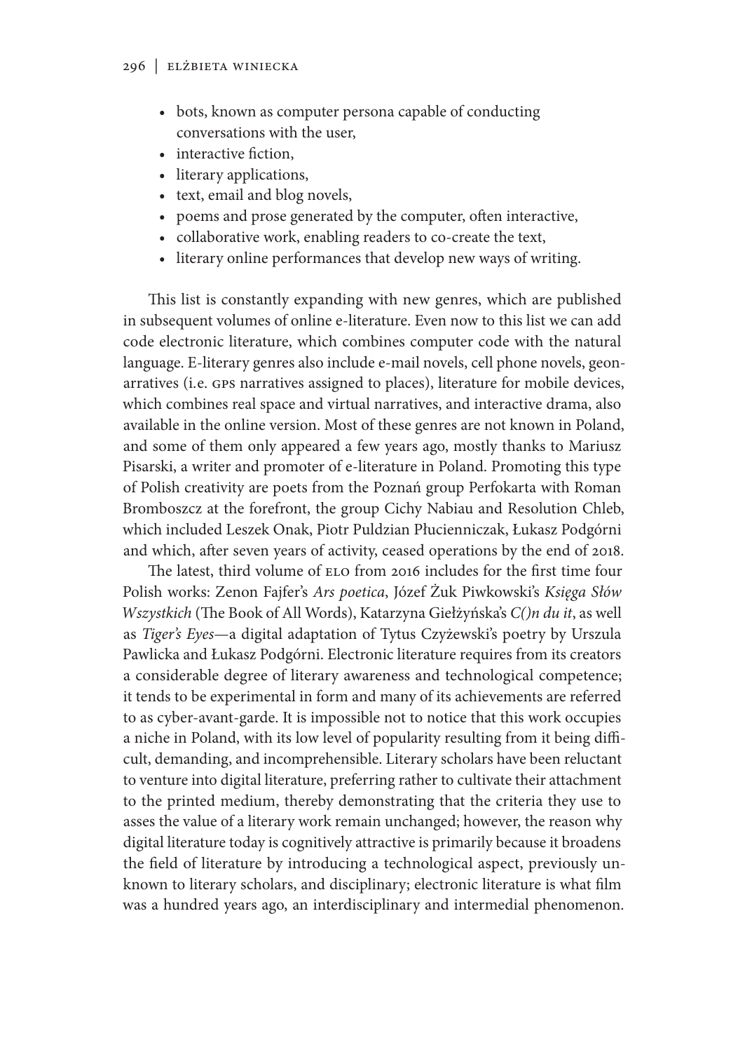- bots, known as computer persona capable of conducting conversations with the user,
- interactive fiction,
- literary applications,
- text, email and blog novels,
- poems and prose generated by the computer, often interactive,
- collaborative work, enabling readers to co-create the text,
- literary online performances that develop new ways of writing.

This list is constantly expanding with new genres, which are published in subsequent volumes of online e-literature. Even now to this list we can add code electronic literature, which combines computer code with the natural language. E-literary genres also include e-mail novels, cell phone novels, geonarratives (i.e. GPS narratives assigned to places), literature for mobile devices, which combines real space and virtual narratives, and interactive drama, also available in the online version. Most of these genres are not known in Poland, and some of them only appeared a few years ago, mostly thanks to Mariusz Pisarski, a writer and promoter of e-literature in Poland. Promoting this type of Polish creativity are poets from the Poznań group Perfokarta with Roman Bromboszcz at the forefront, the group Cichy Nabiau and Resolution Chleb, which included Leszek Onak, Piotr Puldzian Płucienniczak, Łukasz Podgórni and which, after seven years of activity, ceased operations by the end of 2018.

The latest, third volume of ELO from 2016 includes for the first time four Polish works: Zenon Fajfer's *Ars poetica*, Józef Żuk Piwkowski's *Księga Słów Wszystkich* (The Book of All Words), Katarzyna Giełżyńska's *C()n du it*, as well as *Tiger's Eyes*—a digital adaptation of Tytus Czyżewski's poetry by Urszula Pawlicka and Łukasz Podgórni. Electronic literature requires from its creators a considerable degree of literary awareness and technological competence; it tends to be experimental in form and many of its achievements are referred to as cyber-avant-garde. It is impossible not to notice that this work occupies a niche in Poland, with its low level of popularity resulting from it being difficult, demanding, and incomprehensible. Literary scholars have been reluctant to venture into digital literature, preferring rather to cultivate their attachment to the printed medium, thereby demonstrating that the criteria they use to asses the value of a literary work remain unchanged; however, the reason why digital literature today is cognitively attractive is primarily because it broadens the field of literature by introducing a technological aspect, previously unknown to literary scholars, and disciplinary; electronic literature is what film was a hundred years ago, an interdisciplinary and intermedial phenomenon.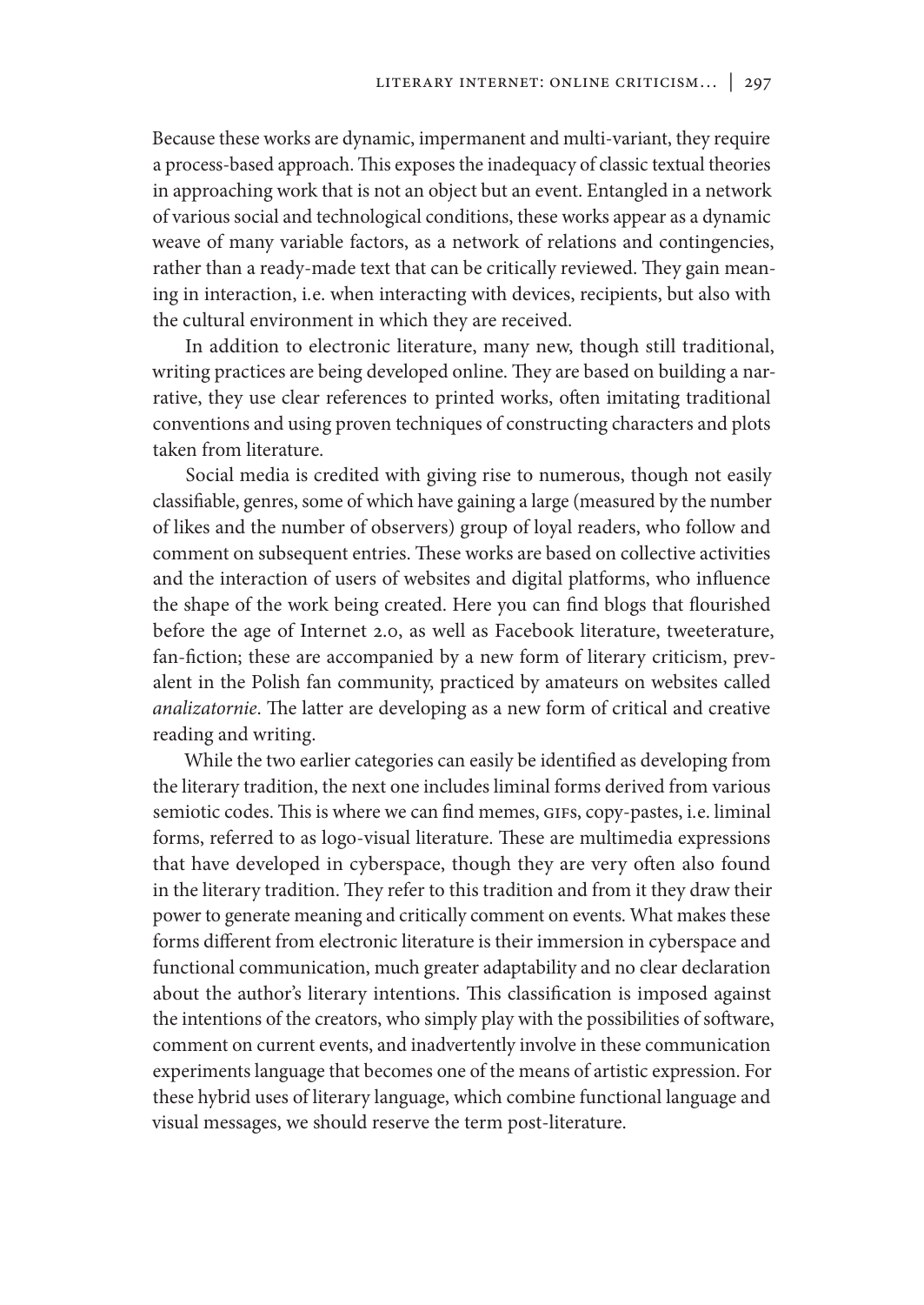Because these works are dynamic, impermanent and multi-variant, they require a process-based approach. This exposes the inadequacy of classic textual theories in approaching work that is not an object but an event. Entangled in a network of various social and technological conditions, these works appear as a dynamic weave of many variable factors, as a network of relations and contingencies, rather than a ready-made text that can be critically reviewed. They gain meaning in interaction, i.e. when interacting with devices, recipients, but also with the cultural environment in which they are received.

In addition to electronic literature, many new, though still traditional, writing practices are being developed online. They are based on building a narrative, they use clear references to printed works, often imitating traditional conventions and using proven techniques of constructing characters and plots taken from literature.

Social media is credited with giving rise to numerous, though not easily classifiable, genres, some of which have gaining a large (measured by the number of likes and the number of observers) group of loyal readers, who follow and comment on subsequent entries. These works are based on collective activities and the interaction of users of websites and digital platforms, who influence the shape of the work being created. Here you can find blogs that flourished before the age of Internet 2.0, as well as Facebook literature, tweeterature, fan-fiction; these are accompanied by a new form of literary criticism, prevalent in the Polish fan community, practiced by amateurs on websites called *analizatornie*. The latter are developing as a new form of critical and creative reading and writing.

While the two earlier categories can easily be identified as developing from the literary tradition, the next one includes liminal forms derived from various semiotic codes. This is where we can find memes, GIFs, copy-pastes, i.e. liminal forms, referred to as logo-visual literature. These are multimedia expressions that have developed in cyberspace, though they are very often also found in the literary tradition. They refer to this tradition and from it they draw their power to generate meaning and critically comment on events. What makes these forms different from electronic literature is their immersion in cyberspace and functional communication, much greater adaptability and no clear declaration about the author's literary intentions. This classification is imposed against the intentions of the creators, who simply play with the possibilities of software, comment on current events, and inadvertently involve in these communication experiments language that becomes one of the means of artistic expression. For these hybrid uses of literary language, which combine functional language and visual messages, we should reserve the term post-literature.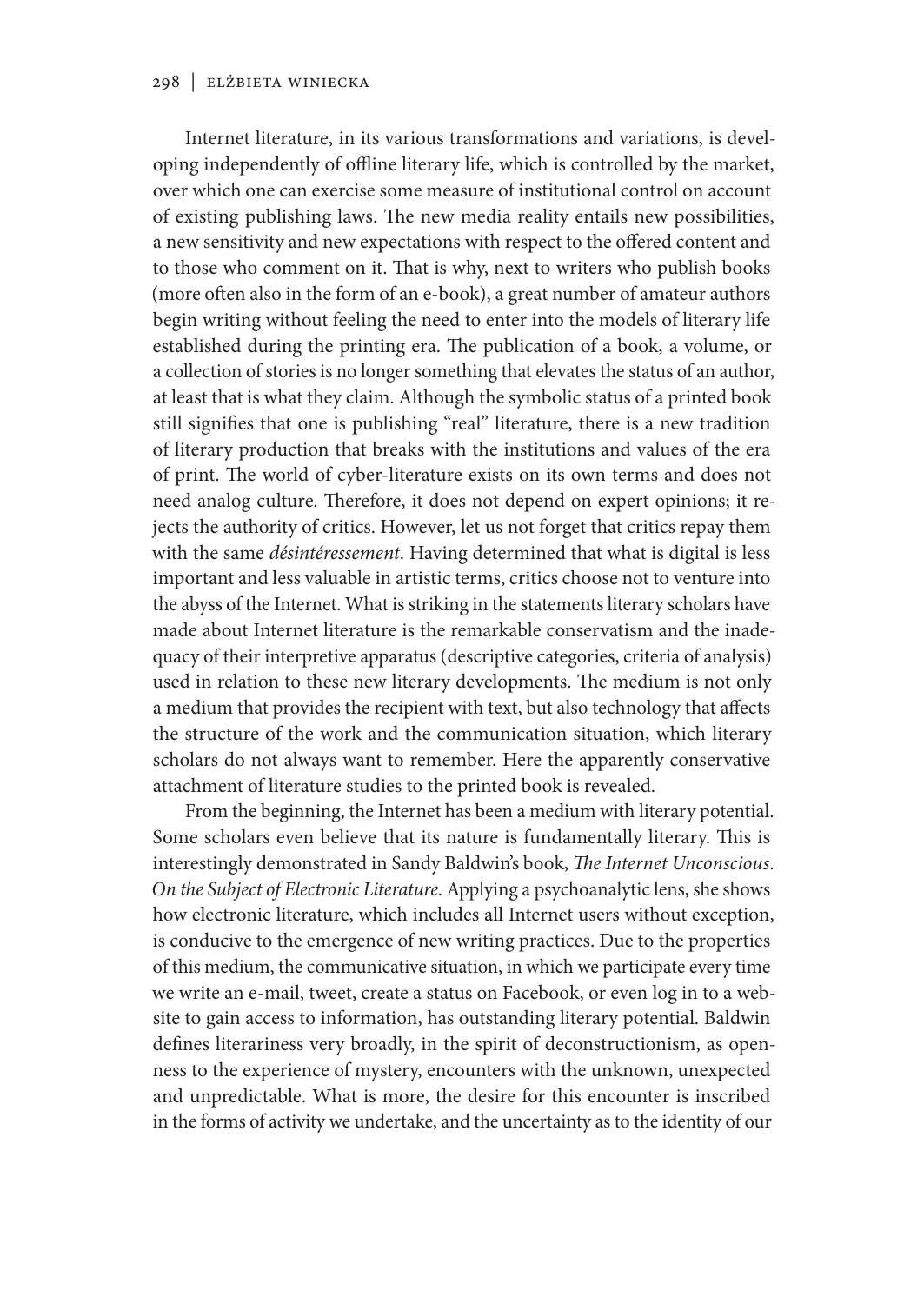Internet literature, in its various transformations and variations, is developing independently of offline literary life, which is controlled by the market, over which one can exercise some measure of institutional control on account of existing publishing laws. The new media reality entails new possibilities, a new sensitivity and new expectations with respect to the offered content and to those who comment on it. That is why, next to writers who publish books (more often also in the form of an e-book), a great number of amateur authors begin writing without feeling the need to enter into the models of literary life established during the printing era. The publication of a book, a volume, or a collection of stories is no longer something that elevates the status of an author, at least that is what they claim. Although the symbolic status of a printed book still signifies that one is publishing "real" literature, there is a new tradition of literary production that breaks with the institutions and values of the era of print. The world of cyber-literature exists on its own terms and does not need analog culture. Therefore, it does not depend on expert opinions; it rejects the authority of critics. However, let us not forget that critics repay them with the same *désintéressement*. Having determined that what is digital is less important and less valuable in artistic terms, critics choose not to venture into the abyss of the Internet. What is striking in the statements literary scholars have made about Internet literature is the remarkable conservatism and the inadequacy of their interpretive apparatus (descriptive categories, criteria of analysis) used in relation to these new literary developments. The medium is not only a medium that provides the recipient with text, but also technology that affects the structure of the work and the communication situation, which literary scholars do not always want to remember. Here the apparently conservative attachment of literature studies to the printed book is revealed.

From the beginning, the Internet has been a medium with literary potential. Some scholars even believe that its nature is fundamentally literary. This is interestingly demonstrated in Sandy Baldwin's book, *The Internet Unconscious. On the Subject of Electronic Literature*. Applying a psychoanalytic lens, she shows how electronic literature, which includes all Internet users without exception, is conducive to the emergence of new writing practices. Due to the properties of this medium, the communicative situation, in which we participate every time we write an e-mail, tweet, create a status on Facebook, or even log in to a website to gain access to information, has outstanding literary potential. Baldwin defines literariness very broadly, in the spirit of deconstructionism, as openness to the experience of mystery, encounters with the unknown, unexpected and unpredictable. What is more, the desire for this encounter is inscribed in the forms of activity we undertake, and the uncertainty as to the identity of our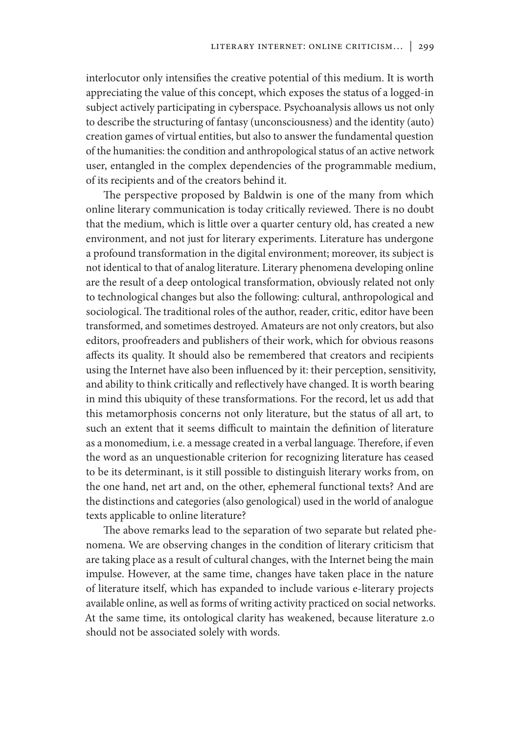interlocutor only intensifies the creative potential of this medium. It is worth appreciating the value of this concept, which exposes the status of a logged-in subject actively participating in cyberspace. Psychoanalysis allows us not only to describe the structuring of fantasy (unconsciousness) and the identity (auto) creation games of virtual entities, but also to answer the fundamental question of the humanities: the condition and anthropological status of an active network user, entangled in the complex dependencies of the programmable medium, of its recipients and of the creators behind it.

The perspective proposed by Baldwin is one of the many from which online literary communication is today critically reviewed. There is no doubt that the medium, which is little over a quarter century old, has created a new environment, and not just for literary experiments. Literature has undergone a profound transformation in the digital environment; moreover, its subject is not identical to that of analog literature. Literary phenomena developing online are the result of a deep ontological transformation, obviously related not only to technological changes but also the following: cultural, anthropological and sociological. The traditional roles of the author, reader, critic, editor have been transformed, and sometimes destroyed. Amateurs are not only creators, but also editors, proofreaders and publishers of their work, which for obvious reasons affects its quality. It should also be remembered that creators and recipients using the Internet have also been influenced by it: their perception, sensitivity, and ability to think critically and reflectively have changed. It is worth bearing in mind this ubiquity of these transformations. For the record, let us add that this metamorphosis concerns not only literature, but the status of all art, to such an extent that it seems difficult to maintain the definition of literature as a monomedium, i.e. a message created in a verbal language. Therefore, if even the word as an unquestionable criterion for recognizing literature has ceased to be its determinant, is it still possible to distinguish literary works from, on the one hand, net art and, on the other, ephemeral functional texts? And are the distinctions and categories (also genological) used in the world of analogue texts applicable to online literature?

The above remarks lead to the separation of two separate but related phenomena. We are observing changes in the condition of literary criticism that are taking place as a result of cultural changes, with the Internet being the main impulse. However, at the same time, changes have taken place in the nature of literature itself, which has expanded to include various e-literary projects available online, as well as forms of writing activity practiced on social networks. At the same time, its ontological clarity has weakened, because literature 2.0 should not be associated solely with words.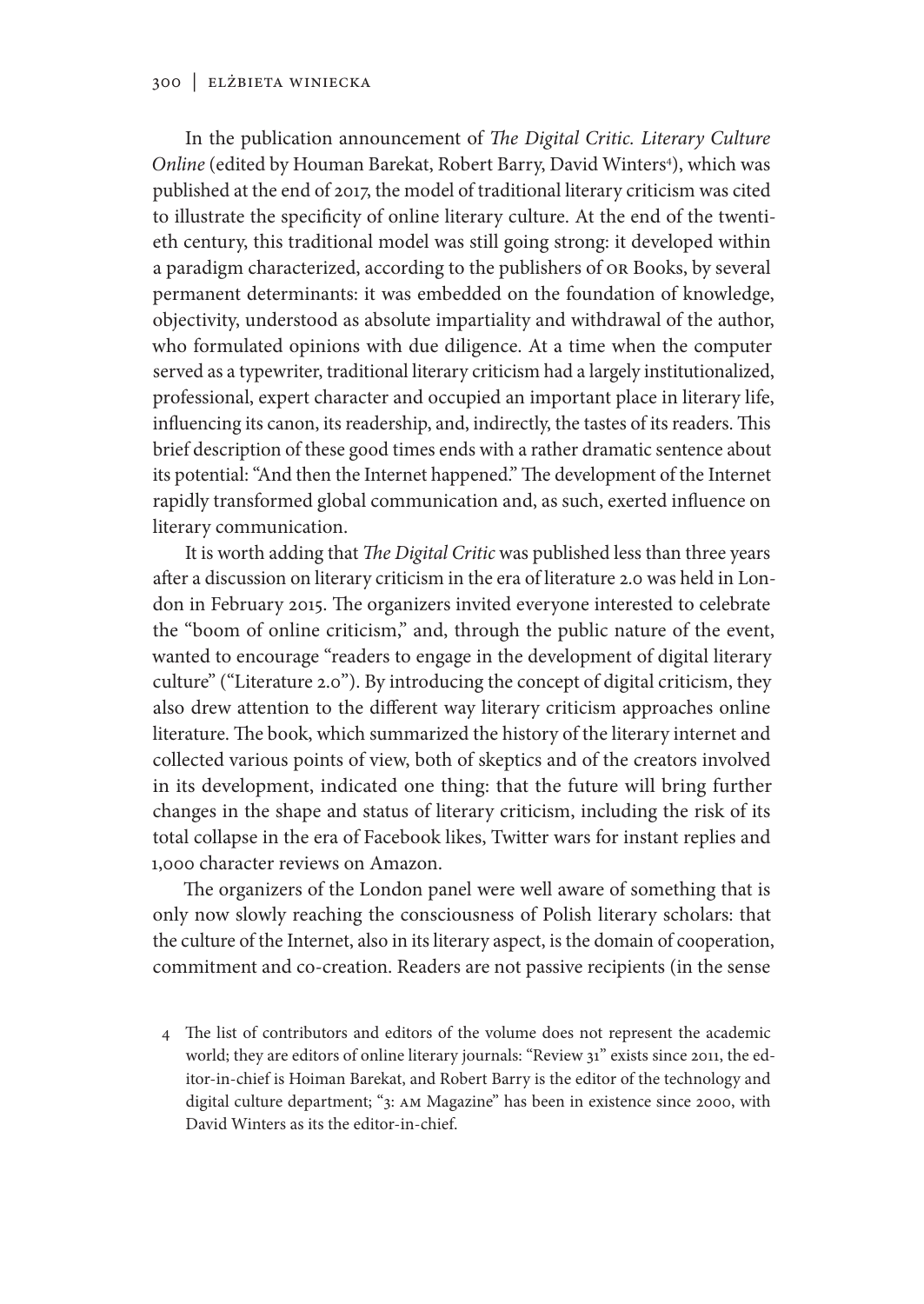In the publication announcement of *The Digital Critic. Literary Culture Online* (edited by Houman Barekat, Robert Barry, David Winters[4]), which was published at the end of 2017, the model of traditional literary criticism was cited to illustrate the specificity of online literary culture. At the end of the twentieth century, this traditional model was still going strong: it developed within a paradigm characterized, according to the publishers of OR Books, by several permanent determinants: it was embedded on the foundation of knowledge, objectivity, understood as absolute impartiality and withdrawal of the author, who formulated opinions with due diligence. At a time when the computer served as a typewriter, traditional literary criticism had a largely institutionalized, professional, expert character and occupied an important place in literary life, influencing its canon, its readership, and, indirectly, the tastes of its readers. This brief description of these good times ends with a rather dramatic sentence about its potential: "And then the Internet happened." The development of the Internet rapidly transformed global communication and, as such, exerted influence on literary communication.

It is worth adding that *The Digital Critic* was published less than three years after a discussion on literary criticism in the era of literature 2.0 was held in London in February 2015. The organizers invited everyone interested to celebrate the "boom of online criticism," and, through the public nature of the event, wanted to encourage "readers to engage in the development of digital literary culture" ("Literature 2.0"). By introducing the concept of digital criticism, they also drew attention to the different way literary criticism approaches online literature. The book, which summarized the history of the literary internet and collected various points of view, both of skeptics and of the creators involved in its development, indicated one thing: that the future will bring further changes in the shape and status of literary criticism, including the risk of its total collapse in the era of Facebook likes, Twitter wars for instant replies and 1,000 character reviews on Amazon.

The organizers of the London panel were well aware of something that is only now slowly reaching the consciousness of Polish literary scholars: that the culture of the Internet, also in its literary aspect, is the domain of cooperation, commitment and co-creation. Readers are not passive recipients (in the sense

4 The list of contributors and editors of the volume does not represent the academic world; they are editors of online literary journals: "Review 31" exists since 2011, the editor-in-chief is Hoiman Barekat, and Robert Barry is the editor of the technology and digital culture department; "3: AM Magazine" has been in existence since 2000, with David Winters as its the editor-in-chief.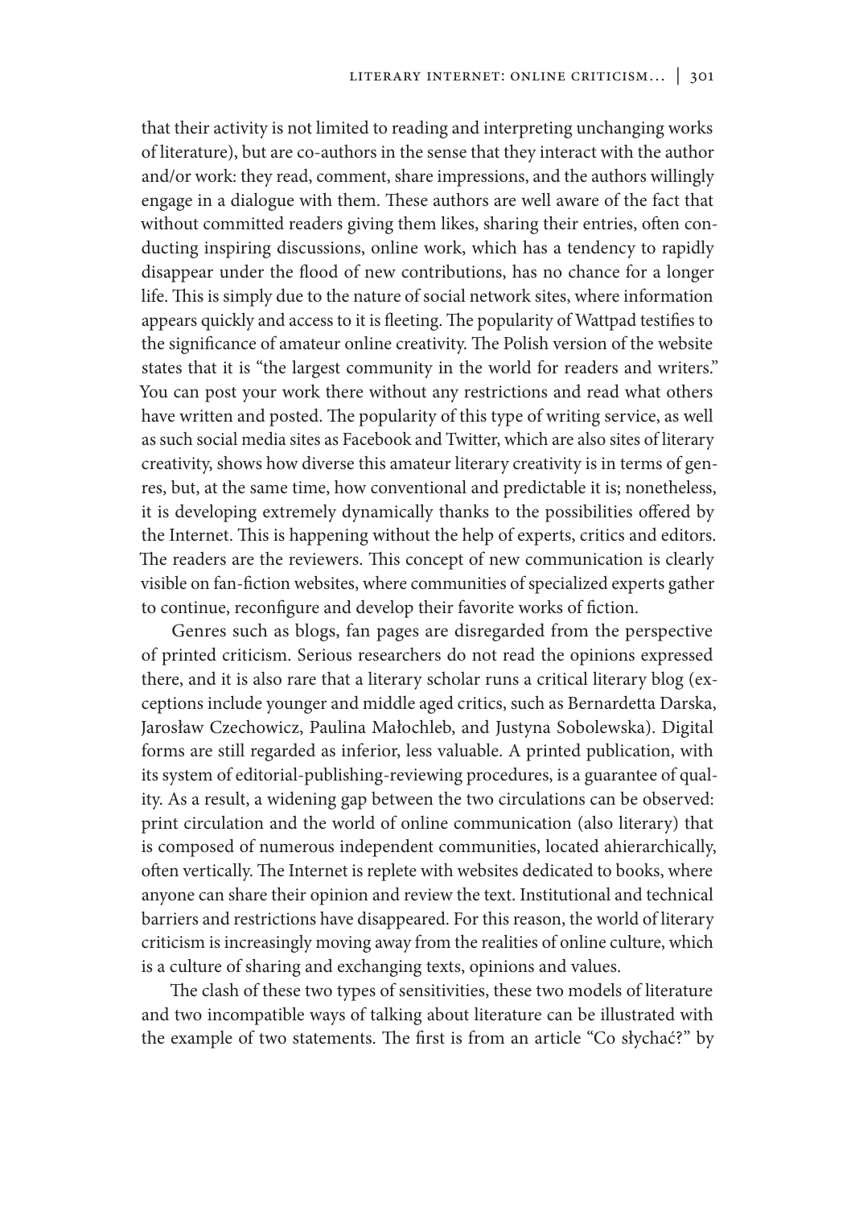that their activity is not limited to reading and interpreting unchanging works of literature), but are co-authors in the sense that they interact with the author and/or work: they read, comment, share impressions, and the authors willingly engage in a dialogue with them. These authors are well aware of the fact that without committed readers giving them likes, sharing their entries, often conducting inspiring discussions, online work, which has a tendency to rapidly disappear under the flood of new contributions, has no chance for a longer life. This is simply due to the nature of social network sites, where information appears quickly and access to it is fleeting. The popularity of Wattpad testifies to the significance of amateur online creativity. The Polish version of the website states that it is "the largest community in the world for readers and writers." You can post your work there without any restrictions and read what others have written and posted. The popularity of this type of writing service, as well as such social media sites as Facebook and Twitter, which are also sites of literary creativity, shows how diverse this amateur literary creativity is in terms of genres, but, at the same time, how conventional and predictable it is; nonetheless, it is developing extremely dynamically thanks to the possibilities offered by the Internet. This is happening without the help of experts, critics and editors. The readers are the reviewers. This concept of new communication is clearly visible on fan-fiction websites, where communities of specialized experts gather to continue, reconfigure and develop their favorite works of fiction.

Genres such as blogs, fan pages are disregarded from the perspective of printed criticism. Serious researchers do not read the opinions expressed there, and it is also rare that a literary scholar runs a critical literary blog (exceptions include younger and middle aged critics, such as Bernardetta Darska, Jarosław Czechowicz, Paulina Małochleb, and Justyna Sobolewska). Digital forms are still regarded as inferior, less valuable. A printed publication, with its system of editorial-publishing-reviewing procedures, is a guarantee of quality. As a result, a widening gap between the two circulations can be observed: print circulation and the world of online communication (also literary) that is composed of numerous independent communities, located ahierarchically, often vertically. The Internet is replete with websites dedicated to books, where anyone can share their opinion and review the text. Institutional and technical barriers and restrictions have disappeared. For this reason, the world of literary criticism is increasingly moving away from the realities of online culture, which is a culture of sharing and exchanging texts, opinions and values.

The clash of these two types of sensitivities, these two models of literature and two incompatible ways of talking about literature can be illustrated with the example of two statements. The first is from an article "Co słychać?" by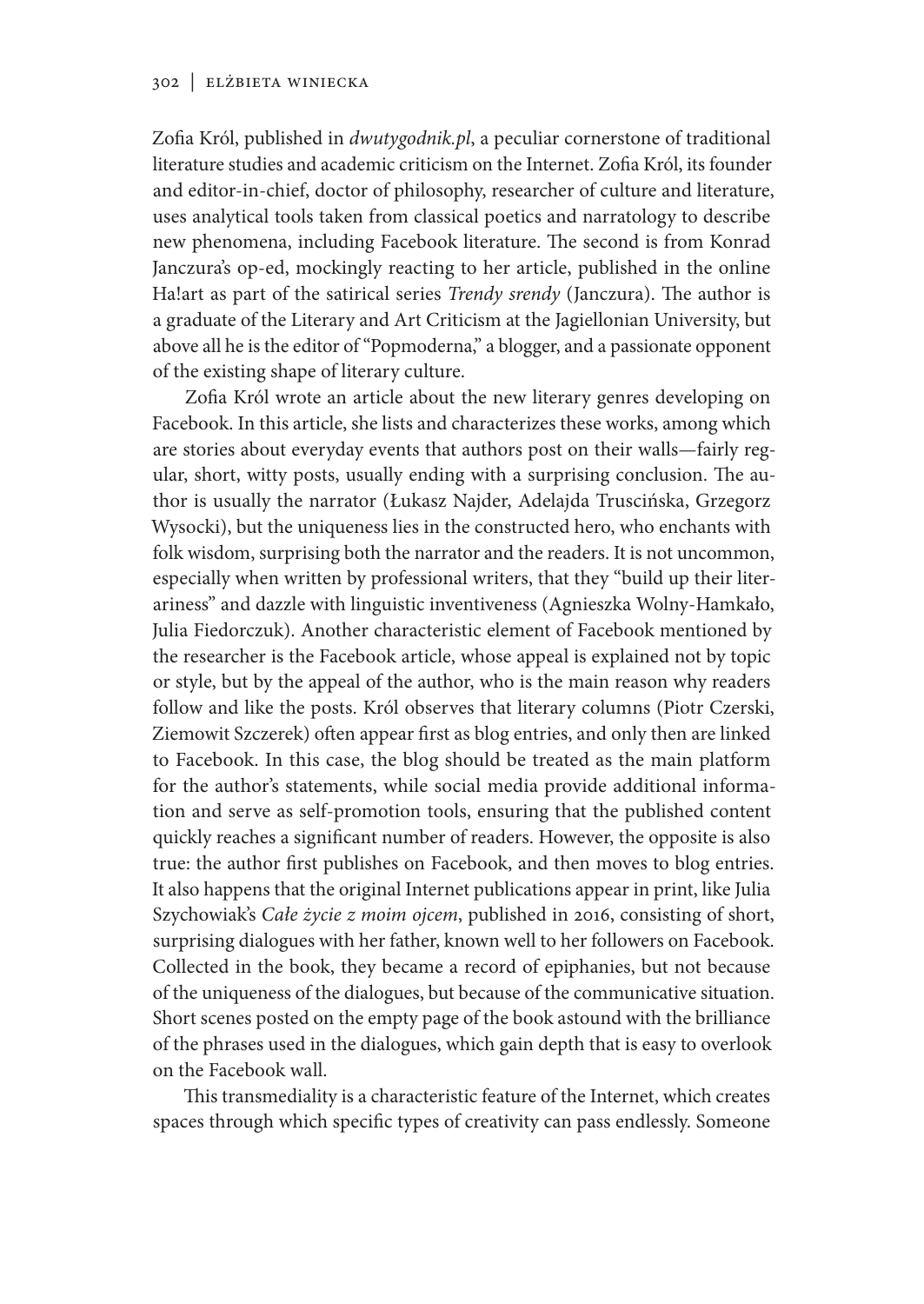Zofia Król, published in *dwutygodnik.pl*, a peculiar cornerstone of traditional literature studies and academic criticism on the Internet. Zofia Król, its founder and editor-in-chief, doctor of philosophy, researcher of culture and literature, uses analytical tools taken from classical poetics and narratology to describe new phenomena, including Facebook literature. The second is from Konrad Janczura's op-ed, mockingly reacting to her article, published in the online Ha!art as part of the satirical series *Trendy srendy* (Janczura). The author is a graduate of the Literary and Art Criticism at the Jagiellonian University, but above all he is the editor of "Popmoderna," a blogger, and a passionate opponent of the existing shape of literary culture.

Zofia Król wrote an article about the new literary genres developing on Facebook. In this article, she lists and characterizes these works, among which are stories about everyday events that authors post on their walls—fairly regular, short, witty posts, usually ending with a surprising conclusion. The author is usually the narrator (Łukasz Najder, Adelajda Truscińska, Grzegorz Wysocki), but the uniqueness lies in the constructed hero, who enchants with folk wisdom, surprising both the narrator and the readers. It is not uncommon, especially when written by professional writers, that they "build up their literariness" and dazzle with linguistic inventiveness (Agnieszka Wolny-Hamkało, Julia Fiedorczuk). Another characteristic element of Facebook mentioned by the researcher is the Facebook article, whose appeal is explained not by topic or style, but by the appeal of the author, who is the main reason why readers follow and like the posts. Król observes that literary columns (Piotr Czerski, Ziemowit Szczerek) often appear first as blog entries, and only then are linked to Facebook. In this case, the blog should be treated as the main platform for the author's statements, while social media provide additional information and serve as self-promotion tools, ensuring that the published content quickly reaches a significant number of readers. However, the opposite is also true: the author first publishes on Facebook, and then moves to blog entries. It also happens that the original Internet publications appear in print, like Julia Szychowiak's *Całe życie z moim ojcem*, published in 2016, consisting of short, surprising dialogues with her father, known well to her followers on Facebook. Collected in the book, they became a record of epiphanies, but not because of the uniqueness of the dialogues, but because of the communicative situation. Short scenes posted on the empty page of the book astound with the brilliance of the phrases used in the dialogues, which gain depth that is easy to overlook on the Facebook wall.

This transmediality is a characteristic feature of the Internet, which creates spaces through which specific types of creativity can pass endlessly. Someone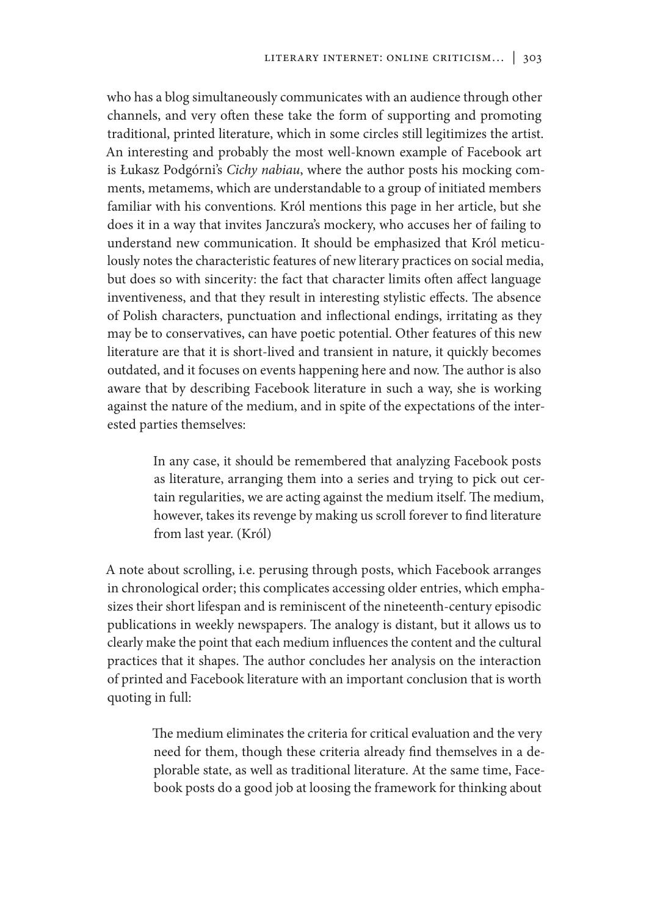who has a blog simultaneously communicates with an audience through other channels, and very often these take the form of supporting and promoting traditional, printed literature, which in some circles still legitimizes the artist. An interesting and probably the most well-known example of Facebook art is Łukasz Podgórni's *Cichy nabiau*, where the author posts his mocking comments, metamems, which are understandable to a group of initiated members familiar with his conventions. Król mentions this page in her article, but she does it in a way that invites Janczura's mockery, who accuses her of failing to understand new communication. It should be emphasized that Król meticulously notes the characteristic features of new literary practices on social media, but does so with sincerity: the fact that character limits often affect language inventiveness, and that they result in interesting stylistic effects. The absence of Polish characters, punctuation and inflectional endings, irritating as they may be to conservatives, can have poetic potential. Other features of this new literature are that it is short-lived and transient in nature, it quickly becomes outdated, and it focuses on events happening here and now. The author is also aware that by describing Facebook literature in such a way, she is working against the nature of the medium, and in spite of the expectations of the interested parties themselves:

> In any case, it should be remembered that analyzing Facebook posts as literature, arranging them into a series and trying to pick out certain regularities, we are acting against the medium itself. The medium, however, takes its revenge by making us scroll forever to find literature from last year. (Król)

A note about scrolling, i.e. perusing through posts, which Facebook arranges in chronological order; this complicates accessing older entries, which emphasizes their short lifespan and is reminiscent of the nineteenth-century episodic publications in weekly newspapers. The analogy is distant, but it allows us to clearly make the point that each medium influences the content and the cultural practices that it shapes. The author concludes her analysis on the interaction of printed and Facebook literature with an important conclusion that is worth quoting in full:

> The medium eliminates the criteria for critical evaluation and the very need for them, though these criteria already find themselves in a deplorable state, as well as traditional literature. At the same time, Facebook posts do a good job at loosing the framework for thinking about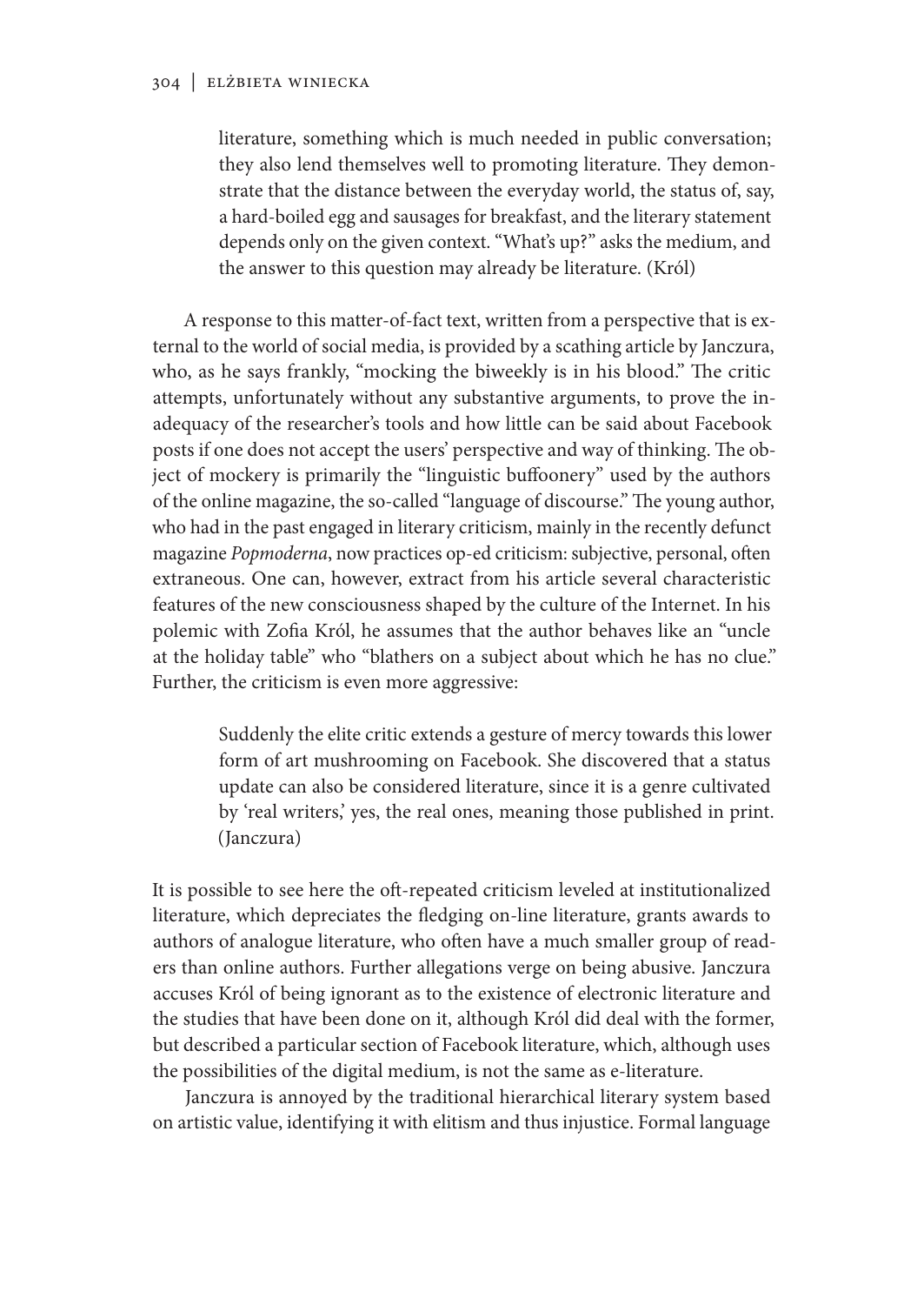> literature, something which is much needed in public conversation; they also lend themselves well to promoting literature. They demonstrate that the distance between the everyday world, the status of, say, a hard-boiled egg and sausages for breakfast, and the literary statement depends only on the given context. "What's up?" asks the medium, and the answer to this question may already be literature. (Król)

A response to this matter-of-fact text, written from a perspective that is external to the world of social media, is provided by a scathing article by Janczura, who, as he says frankly, "mocking the biweekly is in his blood." The critic attempts, unfortunately without any substantive arguments, to prove the inadequacy of the researcher's tools and how little can be said about Facebook posts if one does not accept the users' perspective and way of thinking. The object of mockery is primarily the "linguistic buffoonery" used by the authors of the online magazine, the so-called "language of discourse." The young author, who had in the past engaged in literary criticism, mainly in the recently defunct magazine *Popmoderna*, now practices op-ed criticism: subjective, personal, often extraneous. One can, however, extract from his article several characteristic features of the new consciousness shaped by the culture of the Internet. In his polemic with Zofia Król, he assumes that the author behaves like an "uncle at the holiday table" who "blathers on a subject about which he has no clue." Further, the criticism is even more aggressive:

> Suddenly the elite critic extends a gesture of mercy towards this lower form of art mushrooming on Facebook. She discovered that a status update can also be considered literature, since it is a genre cultivated by 'real writers,' yes, the real ones, meaning those published in print. (Janczura)

It is possible to see here the oft-repeated criticism leveled at institutionalized literature, which depreciates the fledging on-line literature, grants awards to authors of analogue literature, who often have a much smaller group of readers than online authors. Further allegations verge on being abusive. Janczura accuses Król of being ignorant as to the existence of electronic literature and the studies that have been done on it, although Król did deal with the former, but described a particular section of Facebook literature, which, although uses the possibilities of the digital medium, is not the same as e-literature.

Janczura is annoyed by the traditional hierarchical literary system based on artistic value, identifying it with elitism and thus injustice. Formal language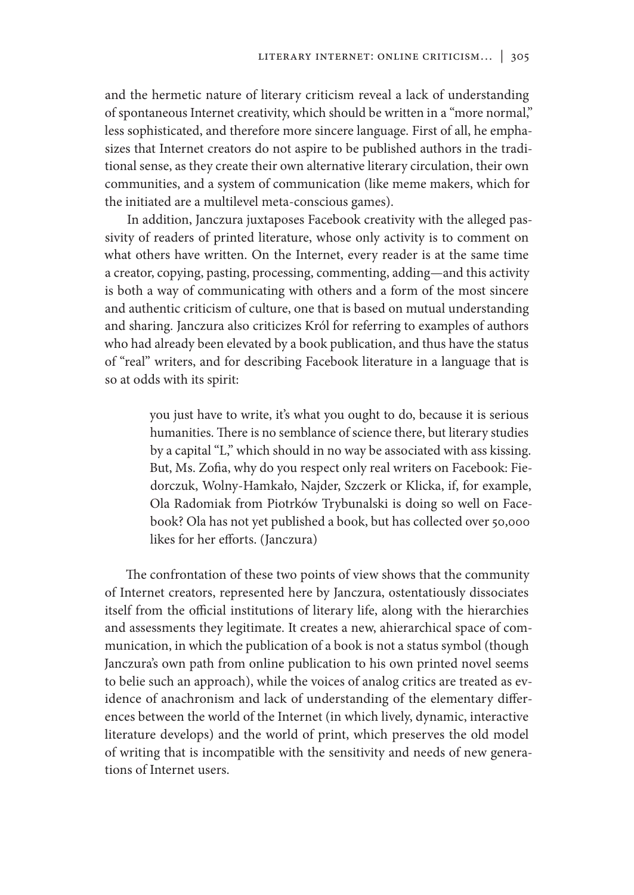and the hermetic nature of literary criticism reveal a lack of understanding of spontaneous Internet creativity, which should be written in a "more normal," less sophisticated, and therefore more sincere language. First of all, he emphasizes that Internet creators do not aspire to be published authors in the traditional sense, as they create their own alternative literary circulation, their own communities, and a system of communication (like meme makers, which for the initiated are a multilevel meta-conscious games).

In addition, Janczura juxtaposes Facebook creativity with the alleged passivity of readers of printed literature, whose only activity is to comment on what others have written. On the Internet, every reader is at the same time a creator, copying, pasting, processing, commenting, adding—and this activity is both a way of communicating with others and a form of the most sincere and authentic criticism of culture, one that is based on mutual understanding and sharing. Janczura also criticizes Król for referring to examples of authors who had already been elevated by a book publication, and thus have the status of "real" writers, and for describing Facebook literature in a language that is so at odds with its spirit:

> you just have to write, it's what you ought to do, because it is serious humanities. There is no semblance of science there, but literary studies by a capital "L," which should in no way be associated with ass kissing. But, Ms. Zofia, why do you respect only real writers on Facebook: Fiedorczuk, Wolny-Hamkało, Najder, Szczerk or Klicka, if, for example, Ola Radomiak from Piotrków Trybunalski is doing so well on Facebook? Ola has not yet published a book, but has collected over 50,000 likes for her efforts. (Janczura)

The confrontation of these two points of view shows that the community of Internet creators, represented here by Janczura, ostentatiously dissociates itself from the official institutions of literary life, along with the hierarchies and assessments they legitimate. It creates a new, ahierarchical space of communication, in which the publication of a book is not a status symbol (though Janczura's own path from online publication to his own printed novel seems to belie such an approach), while the voices of analog critics are treated as evidence of anachronism and lack of understanding of the elementary differences between the world of the Internet (in which lively, dynamic, interactive literature develops) and the world of print, which preserves the old model of writing that is incompatible with the sensitivity and needs of new generations of Internet users.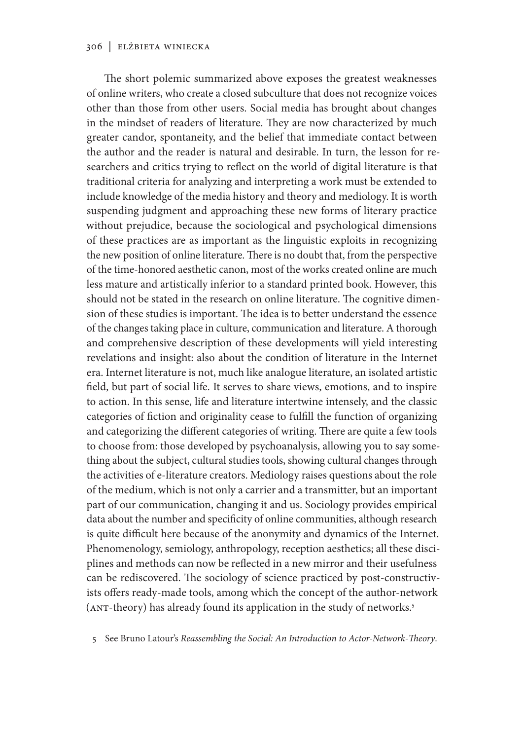The short polemic summarized above exposes the greatest weaknesses of online writers, who create a closed subculture that does not recognize voices other than those from other users. Social media has brought about changes in the mindset of readers of literature. They are now characterized by much greater candor, spontaneity, and the belief that immediate contact between the author and the reader is natural and desirable. In turn, the lesson for researchers and critics trying to reflect on the world of digital literature is that traditional criteria for analyzing and interpreting a work must be extended to include knowledge of the media history and theory and mediology. It is worth suspending judgment and approaching these new forms of literary practice without prejudice, because the sociological and psychological dimensions of these practices are as important as the linguistic exploits in recognizing the new position of online literature. There is no doubt that, from the perspective of the time-honored aesthetic canon, most of the works created online are much less mature and artistically inferior to a standard printed book. However, this should not be stated in the research on online literature. The cognitive dimension of these studies is important. The idea is to better understand the essence of the changes taking place in culture, communication and literature. A thorough and comprehensive description of these developments will yield interesting revelations and insight: also about the condition of literature in the Internet era. Internet literature is not, much like analogue literature, an isolated artistic field, but part of social life. It serves to share views, emotions, and to inspire to action. In this sense, life and literature intertwine intensely, and the classic categories of fiction and originality cease to fulfill the function of organizing and categorizing the different categories of writing. There are quite a few tools to choose from: those developed by psychoanalysis, allowing you to say something about the subject, cultural studies tools, showing cultural changes through the activities of e-literature creators. Mediology raises questions about the role of the medium, which is not only a carrier and a transmitter, but an important part of our communication, changing it and us. Sociology provides empirical data about the number and specificity of online communities, although research is quite difficult here because of the anonymity and dynamics of the Internet. Phenomenology, semiology, anthropology, reception aesthetics; all these disciplines and methods can now be reflected in a new mirror and their usefulness can be rediscovered. The sociology of science practiced by post-constructivists offers ready-made tools, among which the concept of the author-network (ANT-theory) has already found its application in the study of networks.[5]

5 See Bruno Latour's *Reassembling the Social: An Introduction to Actor-Network-Theory*.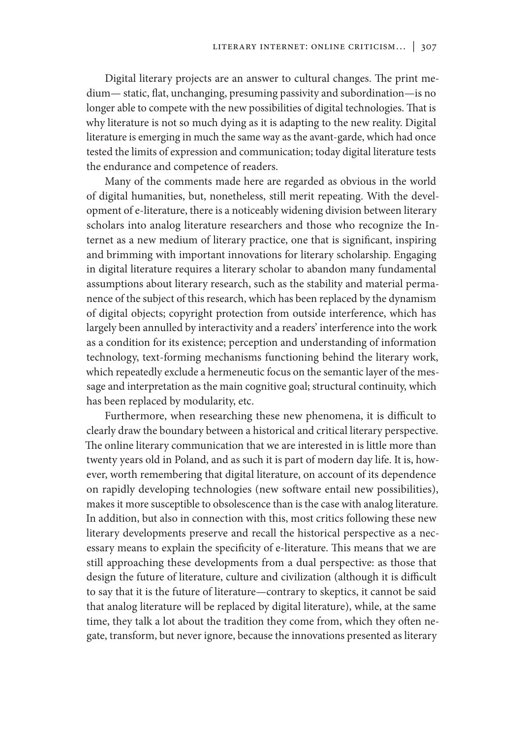Digital literary projects are an answer to cultural changes. The print medium— static, flat, unchanging, presuming passivity and subordination—is no longer able to compete with the new possibilities of digital technologies. That is why literature is not so much dying as it is adapting to the new reality. Digital literature is emerging in much the same way as the avant-garde, which had once tested the limits of expression and communication; today digital literature tests the endurance and competence of readers.

Many of the comments made here are regarded as obvious in the world of digital humanities, but, nonetheless, still merit repeating. With the development of e-literature, there is a noticeably widening division between literary scholars into analog literature researchers and those who recognize the Internet as a new medium of literary practice, one that is significant, inspiring and brimming with important innovations for literary scholarship. Engaging in digital literature requires a literary scholar to abandon many fundamental assumptions about literary research, such as the stability and material permanence of the subject of this research, which has been replaced by the dynamism of digital objects; copyright protection from outside interference, which has largely been annulled by interactivity and a readers' interference into the work as a condition for its existence; perception and understanding of information technology, text-forming mechanisms functioning behind the literary work, which repeatedly exclude a hermeneutic focus on the semantic layer of the message and interpretation as the main cognitive goal; structural continuity, which has been replaced by modularity, etc.

Furthermore, when researching these new phenomena, it is difficult to clearly draw the boundary between a historical and critical literary perspective. The online literary communication that we are interested in is little more than twenty years old in Poland, and as such it is part of modern day life. It is, however, worth remembering that digital literature, on account of its dependence on rapidly developing technologies (new software entail new possibilities), makes it more susceptible to obsolescence than is the case with analog literature. In addition, but also in connection with this, most critics following these new literary developments preserve and recall the historical perspective as a necessary means to explain the specificity of e-literature. This means that we are still approaching these developments from a dual perspective: as those that design the future of literature, culture and civilization (although it is difficult to say that it is the future of literature—contrary to skeptics, it cannot be said that analog literature will be replaced by digital literature), while, at the same time, they talk a lot about the tradition they come from, which they often negate, transform, but never ignore, because the innovations presented as literary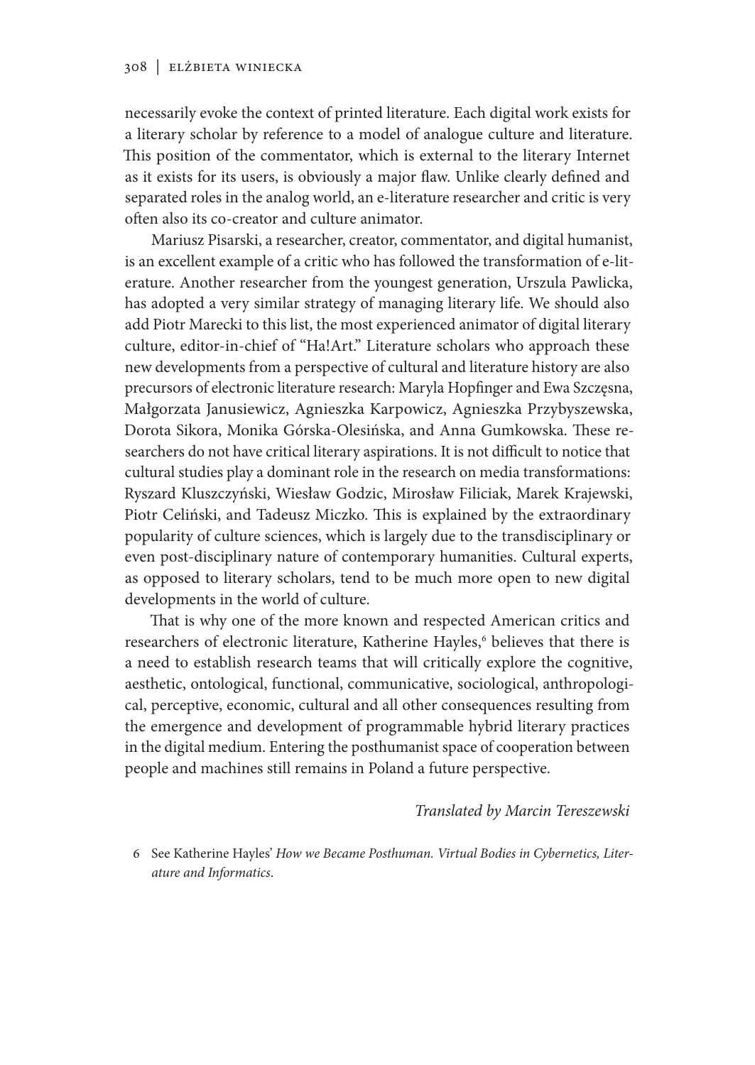necessarily evoke the context of printed literature. Each digital work exists for a literary scholar by reference to a model of analogue culture and literature. This position of the commentator, which is external to the literary Internet as it exists for its users, is obviously a major flaw. Unlike clearly defined and separated roles in the analog world, an e-literature researcher and critic is very often also its co-creator and culture animator.

Mariusz Pisarski, a researcher, creator, commentator, and digital humanist, is an excellent example of a critic who has followed the transformation of e-literature. Another researcher from the youngest generation, Urszula Pawlicka, has adopted a very similar strategy of managing literary life. We should also add Piotr Marecki to this list, the most experienced animator of digital literary culture, editor-in-chief of "Ha!Art." Literature scholars who approach these new developments from a perspective of cultural and literature history are also precursors of electronic literature research: Maryla Hopfinger and Ewa Szczęsna, Małgorzata Janusiewicz, Agnieszka Karpowicz, Agnieszka Przybyszewska, Dorota Sikora, Monika Górska-Olesińska, and Anna Gumkowska. These researchers do not have critical literary aspirations. It is not difficult to notice that cultural studies play a dominant role in the research on media transformations: Ryszard Kluszczyński, Wiesław Godzic, Mirosław Filiciak, Marek Krajewski, Piotr Celiński, and Tadeusz Miczko. This is explained by the extraordinary popularity of culture sciences, which is largely due to the transdisciplinary or even post-disciplinary nature of contemporary humanities. Cultural experts, as opposed to literary scholars, tend to be much more open to new digital developments in the world of culture.

That is why one of the more known and respected American critics and researchers of electronic literature, Katherine Hayles,[6] believes that there is a need to establish research teams that will critically explore the cognitive, aesthetic, ontological, functional, communicative, sociological, anthropological, perceptive, economic, cultural and all other consequences resulting from the emergence and development of programmable hybrid literary practices in the digital medium. Entering the posthumanist space of cooperation between people and machines still remains in Poland a future perspective.

*Translated by Marcin Tereszewski*

6 See Katherine Hayles' *How we Became Posthuman. Virtual Bodies in Cybernetics, Literature and Informatics*.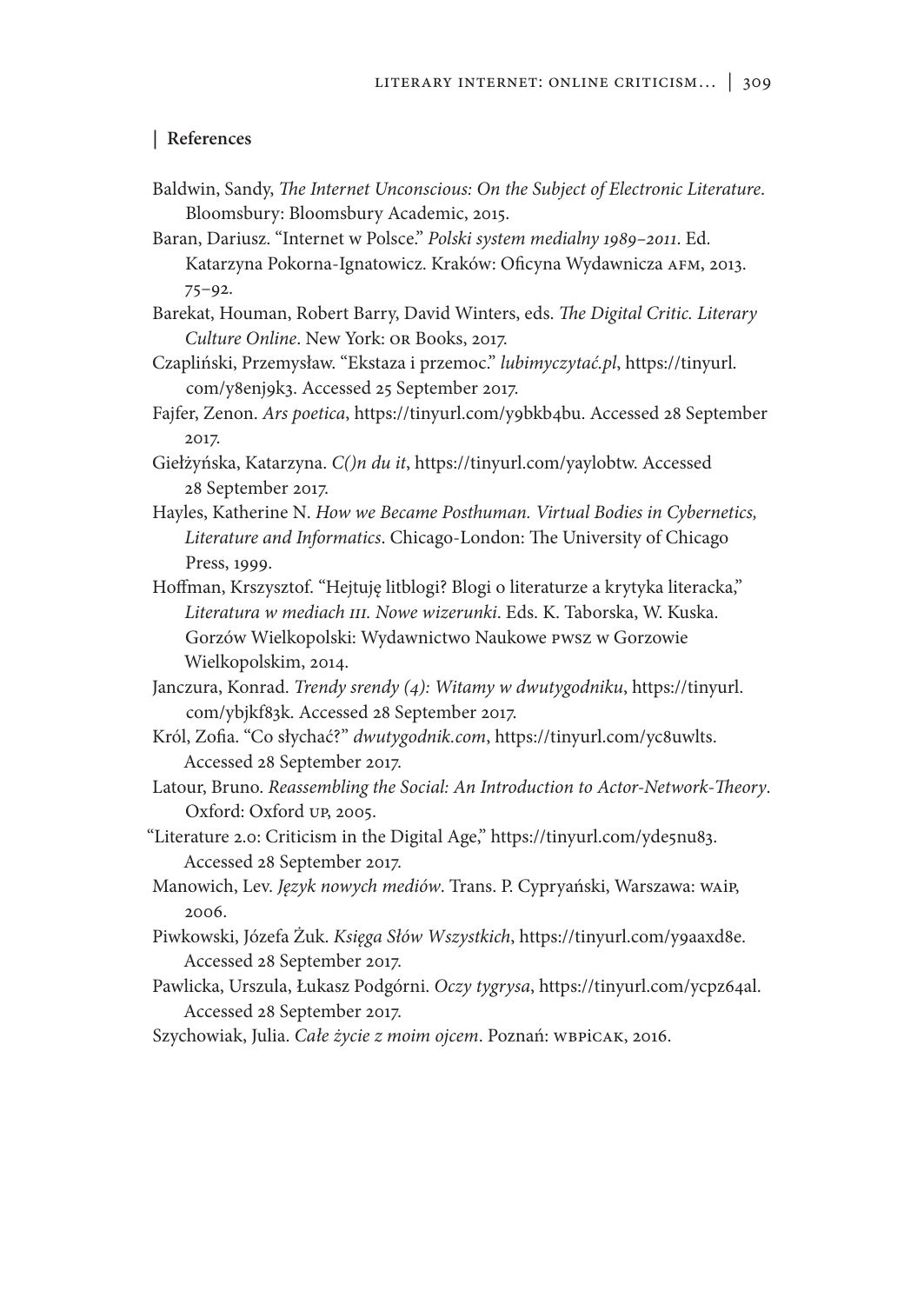## References

Baldwin, Sandy, *The Internet Unconscious: On the Subject of Electronic Literature*. Bloomsbury: Bloomsbury Academic, 2015.

Baran, Dariusz. "Internet w Polsce." *Polski system medialny 1989–2011*. Ed. Katarzyna Pokorna-Ignatowicz. Kraków: Oficyna Wydawnicza AFM, 2013. 75–92.

Barekat, Houman, Robert Barry, David Winters, eds. *The Digital Critic. Literary Culture Online*. New York: OR Books, 2017.

Czapliński, Przemysław. "Ekstaza i przemoc." *lubimyczytać.pl*, https://tinyurl.com/y8enj9k3. Accessed 25 September 2017.

Fajfer, Zenon. *Ars poetica*, https://tinyurl.com/y9bkb4bu. Accessed 28 September 2017.

Giełżyńska, Katarzyna. *C()n du it*, https://tinyurl.com/yaylobtw. Accessed 28 September 2017.

Hayles, Katherine N. *How we Became Posthuman. Virtual Bodies in Cybernetics, Literature and Informatics*. Chicago-London: The University of Chicago Press, 1999.

Hoffman, Krszysztof. "Hejtuję litblogi? Blogi o literaturze a krytyka literacka," *Literatura w mediach III. Nowe wizerunki*. Eds. K. Taborska, W. Kuska. Gorzów Wielkopolski: Wydawnictwo Naukowe PWSZ w Gorzowie Wielkopolskim, 2014.

Janczura, Konrad. *Trendy srendy (4): Witamy w dwutygodniku*, https://tinyurl.com/ybjkf83k. Accessed 28 September 2017.

Król, Zofia. "Co słychać?" *dwutygodnik.com*, https://tinyurl.com/yc8uwlts. Accessed 28 September 2017.

Latour, Bruno. *Reassembling the Social: An Introduction to Actor-Network-Theory*. Oxford: Oxford UP, 2005.

"Literature 2.0: Criticism in the Digital Age," https://tinyurl.com/yde5nu83. Accessed 28 September 2017.

Manowich, Lev. *Język nowych mediów*. Trans. P. Cypryański, Warszawa: WAiP, 2006.

Piwkowski, Józefa Żuk. *Księga Słów Wszystkich*, https://tinyurl.com/y9aaxd8e. Accessed 28 September 2017.

Pawlicka, Urszula, Łukasz Podgórni. *Oczy tygrysa*, https://tinyurl.com/ycpz64al. Accessed 28 September 2017.

Szychowiak, Julia. *Całe życie z moim ojcem*. Poznań: WBPiCAK, 2016.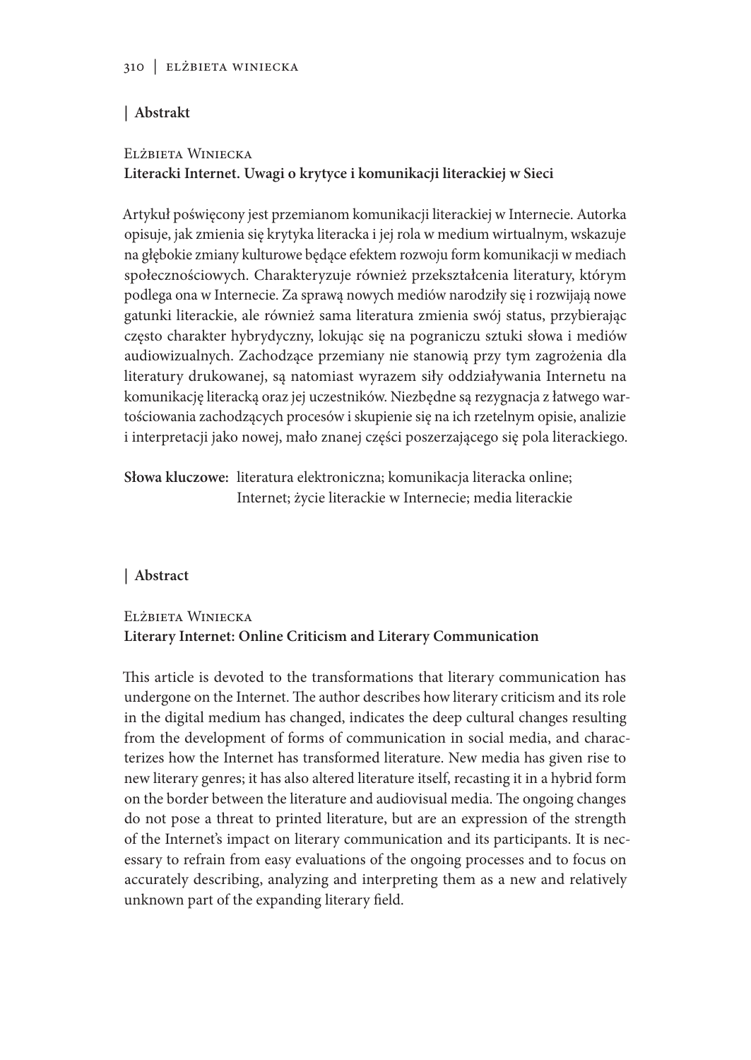## | Abstrakt

Elżbieta Winiecka

**Literacki Internet. Uwagi o krytyce i komunikacji literackiej w Sieci**

Artykuł poświęcony jest przemianom komunikacji literackiej w Internecie. Autorka opisuje, jak zmienia się krytyka literacka i jej rola w medium wirtualnym, wskazuje na głębokie zmiany kulturowe będące efektem rozwoju form komunikacji w mediach społecznościowych. Charakteryzuje również przekształcenia literatury, którym podlega ona w Internecie. Za sprawą nowych mediów narodziły się i rozwijają nowe gatunki literackie, ale również sama literatura zmienia swój status, przybierając często charakter hybrydyczny, lokując się na pograniczu sztuki słowa i mediów audiowizualnych. Zachodzące przemiany nie stanowią przy tym zagrożenia dla literatury drukowanej, są natomiast wyrazem siły oddziaływania Internetu na komunikację literacką oraz jej uczestników. Niezbędne są rezygnacja z łatwego wartościowania zachodzących procesów i skupienie się na ich rzetelnym opisie, analizie i interpretacji jako nowej, mało znanej części poszerzającego się pola literackiego.

**Słowa kluczowe:** literatura elektroniczna; komunikacja literacka online; Internet; życie literackie w Internecie; media literackie

## | Abstract

Elżbieta Winiecka

**Literary Internet: Online Criticism and Literary Communication**

This article is devoted to the transformations that literary communication has undergone on the Internet. The author describes how literary criticism and its role in the digital medium has changed, indicates the deep cultural changes resulting from the development of forms of communication in social media, and characterizes how the Internet has transformed literature. New media has given rise to new literary genres; it has also altered literature itself, recasting it in a hybrid form on the border between the literature and audiovisual media. The ongoing changes do not pose a threat to printed literature, but are an expression of the strength of the Internet's impact on literary communication and its participants. It is necessary to refrain from easy evaluations of the ongoing processes and to focus on accurately describing, analyzing and interpreting them as a new and relatively unknown part of the expanding literary field.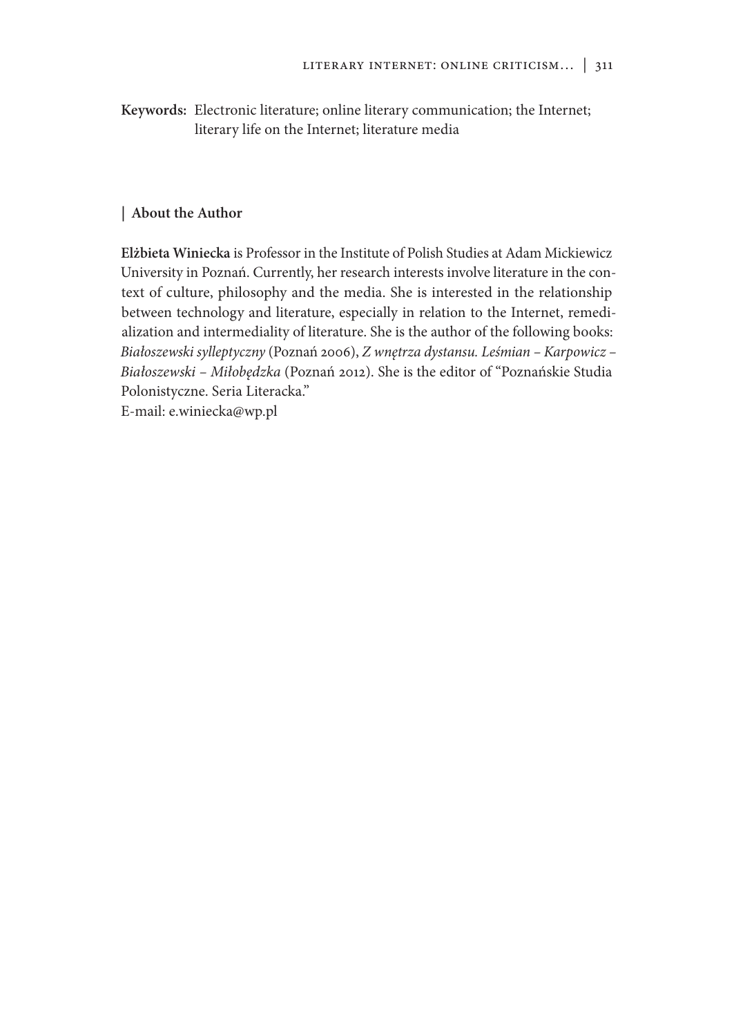**Keywords:** Electronic literature; online literary communication; the Internet; literary life on the Internet; literature media

## | About the Author

**Elżbieta Winiecka** is Professor in the Institute of Polish Studies at Adam Mickiewicz University in Poznań. Currently, her research interests involve literature in the context of culture, philosophy and the media. She is interested in the relationship between technology and literature, especially in relation to the Internet, remedialization and intermediality of literature. She is the author of the following books: *Białoszewski sylleptyczny* (Poznań 2006), *Z wnętrza dystansu. Leśmian – Karpowicz – Białoszewski – Miłobędzka* (Poznań 2012). She is the editor of "Poznańskie Studia Polonistyczne. Seria Literacka."
E-mail: e.winiecka@wp.pl